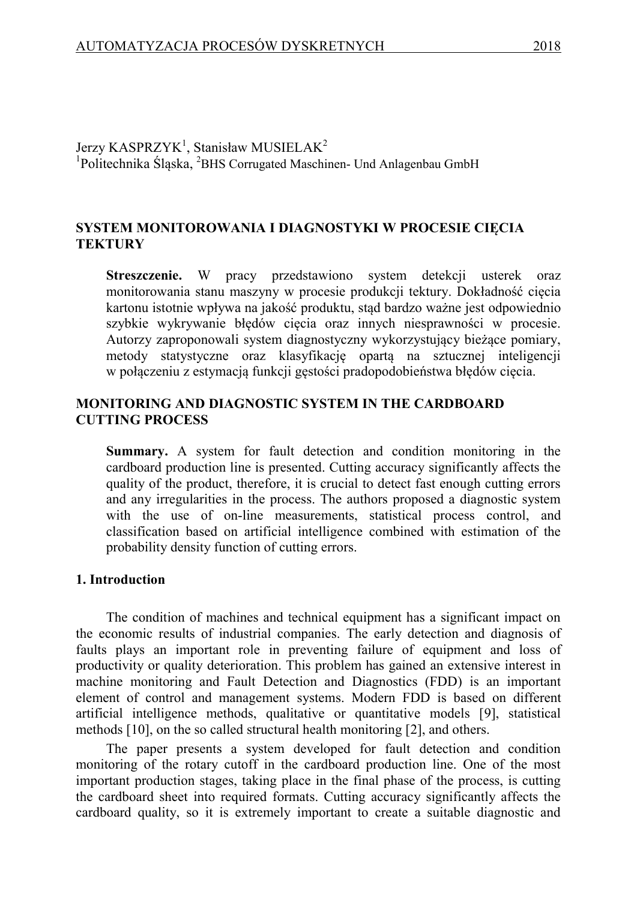Jerzy KASPRZYK[1], Stanisław MUSIELAK[2]
[1]Politechnika Śląska, [2]BHS Corrugated Maschinen- Und Anlagenbau GmbH

## SYSTEM MONITOROWANIA I DIAGNOSTYKI W PROCESIE CIĘCIA TEKTURY

**Streszczenie.** W pracy przedstawiono system detekcji usterek oraz monitorowania stanu maszyny w procesie produkcji tektury. Dokładność cięcia kartonu istotnie wpływa na jakość produktu, stąd bardzo ważne jest odpowiednio szybkie wykrywanie błędów cięcia oraz innych niesprawności w procesie. Autorzy zaproponowali system diagnostyczny wykorzystujący bieżące pomiary, metody statystyczne oraz klasyfikację opartą na sztucznej inteligencji w połączeniu z estymacją funkcji gęstości pradopodobieństwa błędów cięcia.

## MONITORING AND DIAGNOSTIC SYSTEM IN THE CARDBOARD CUTTING PROCESS

**Summary.** A system for fault detection and condition monitoring in the cardboard production line is presented. Cutting accuracy significantly affects the quality of the product, therefore, it is crucial to detect fast enough cutting errors and any irregularities in the process. The authors proposed a diagnostic system with the use of on-line measurements, statistical process control, and classification based on artificial intelligence combined with estimation of the probability density function of cutting errors.

### 1. Introduction

The condition of machines and technical equipment has a significant impact on the economic results of industrial companies. The early detection and diagnosis of faults plays an important role in preventing failure of equipment and loss of productivity or quality deterioration. This problem has gained an extensive interest in machine monitoring and Fault Detection and Diagnostics (FDD) is an important element of control and management systems. Modern FDD is based on different artificial intelligence methods, qualitative or quantitative models [9], statistical methods [10], on the so called structural health monitoring [2], and others.

The paper presents a system developed for fault detection and condition monitoring of the rotary cutoff in the cardboard production line. One of the most important production stages, taking place in the final phase of the process, is cutting the cardboard sheet into required formats. Cutting accuracy significantly affects the cardboard quality, so it is extremely important to create a suitable diagnostic and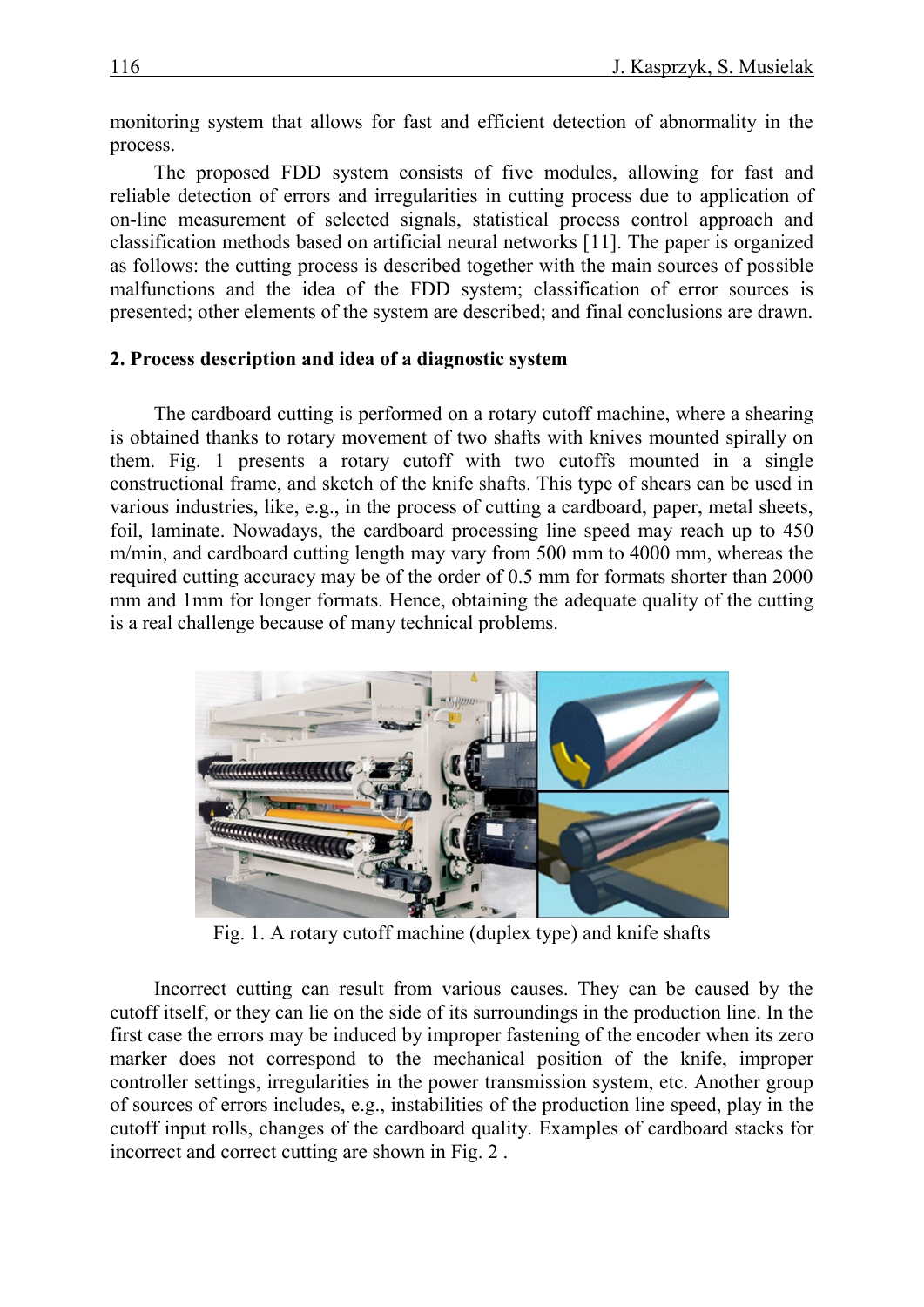monitoring system that allows for fast and efficient detection of abnormality in the process.

The proposed FDD system consists of five modules, allowing for fast and reliable detection of errors and irregularities in cutting process due to application of on-line measurement of selected signals, statistical process control approach and classification methods based on artificial neural networks [11]. The paper is organized as follows: the cutting process is described together with the main sources of possible malfunctions and the idea of the FDD system; classification of error sources is presented; other elements of the system are described; and final conclusions are drawn.

## 2. Process description and idea of a diagnostic system

The cardboard cutting is performed on a rotary cutoff machine, where a shearing is obtained thanks to rotary movement of two shafts with knives mounted spirally on them. Fig. 1 presents a rotary cutoff with two cutoffs mounted in a single constructional frame, and sketch of the knife shafts. This type of shears can be used in various industries, like, e.g., in the process of cutting a cardboard, paper, metal sheets, foil, laminate. Nowadays, the cardboard processing line speed may reach up to 450 m/min, and cardboard cutting length may vary from 500 mm to 4000 mm, whereas the required cutting accuracy may be of the order of 0.5 mm for formats shorter than 2000 mm and 1mm for longer formats. Hence, obtaining the adequate quality of the cutting is a real challenge because of many technical problems.

Fig. 1. A rotary cutoff machine (duplex type) and knife shafts

Incorrect cutting can result from various causes. They can be caused by the cutoff itself, or they can lie on the side of its surroundings in the production line. In the first case the errors may be induced by improper fastening of the encoder when its zero marker does not correspond to the mechanical position of the knife, improper controller settings, irregularities in the power transmission system, etc. Another group of sources of errors includes, e.g., instabilities of the production line speed, play in the cutoff input rolls, changes of the cardboard quality. Examples of cardboard stacks for incorrect and correct cutting are shown in Fig. 2 .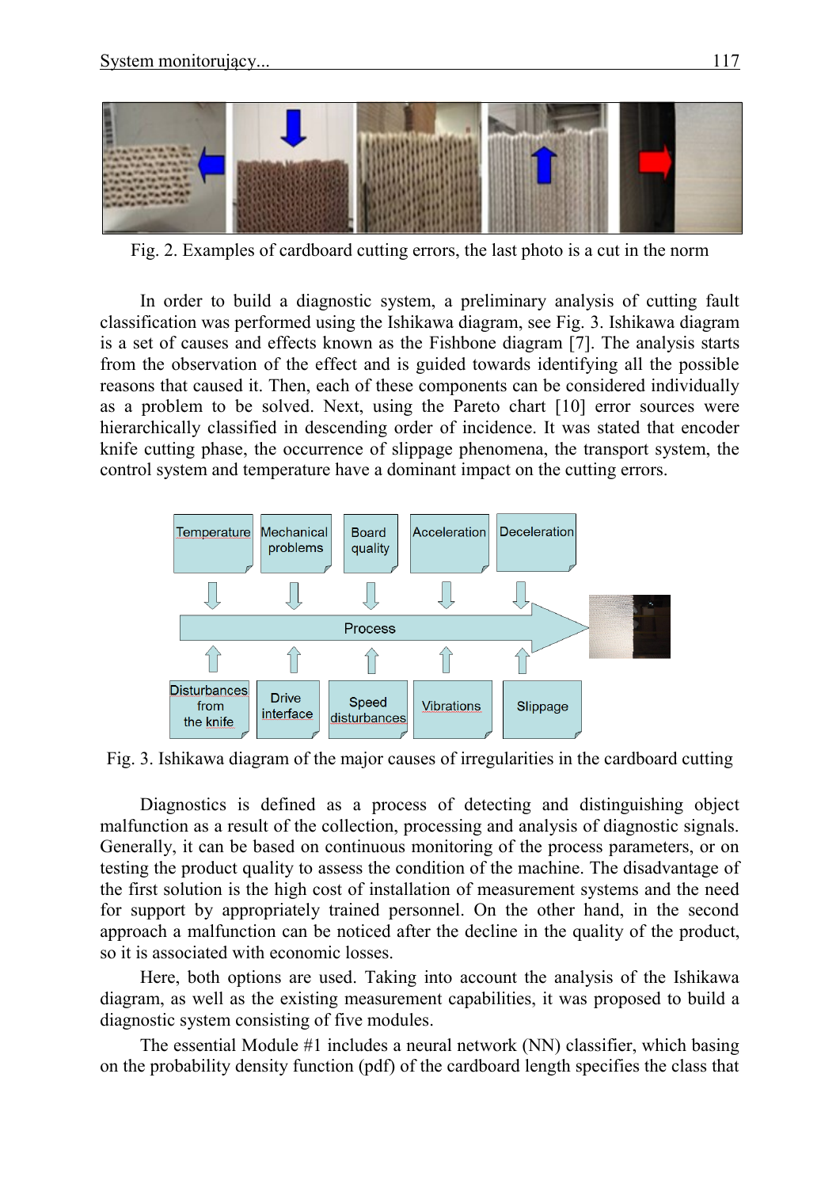Fig. 2. Examples of cardboard cutting errors, the last photo is a cut in the norm

In order to build a diagnostic system, a preliminary analysis of cutting fault classification was performed using the Ishikawa diagram, see Fig. 3. Ishikawa diagram is a set of causes and effects known as the Fishbone diagram [7]. The analysis starts from the observation of the effect and is guided towards identifying all the possible reasons that caused it. Then, each of these components can be considered individually as a problem to be solved. Next, using the Pareto chart [10] error sources were hierarchically classified in descending order of incidence. It was stated that encoder knife cutting phase, the occurrence of slippage phenomena, the transport system, the control system and temperature have a dominant impact on the cutting errors.

Fig. 3. Ishikawa diagram of the major causes of irregularities in the cardboard cutting

Diagnostics is defined as a process of detecting and distinguishing object malfunction as a result of the collection, processing and analysis of diagnostic signals. Generally, it can be based on continuous monitoring of the process parameters, or on testing the product quality to assess the condition of the machine. The disadvantage of the first solution is the high cost of installation of measurement systems and the need for support by appropriately trained personnel. On the other hand, in the second approach a malfunction can be noticed after the decline in the quality of the product, so it is associated with economic losses.

Here, both options are used. Taking into account the analysis of the Ishikawa diagram, as well as the existing measurement capabilities, it was proposed to build a diagnostic system consisting of five modules.

The essential Module #1 includes a neural network (NN) classifier, which basing on the probability density function (pdf) of the cardboard length specifies the class that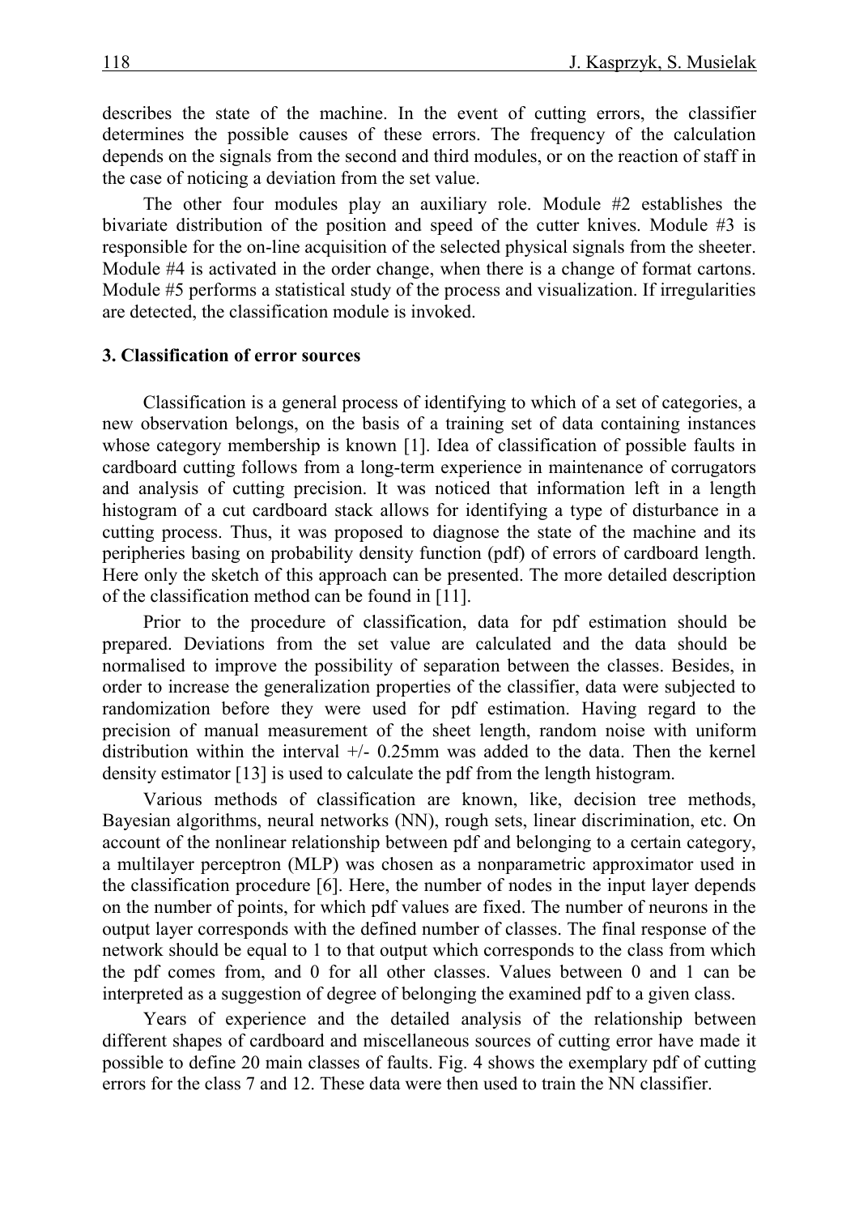describes the state of the machine. In the event of cutting errors, the classifier determines the possible causes of these errors. The frequency of the calculation depends on the signals from the second and third modules, or on the reaction of staff in the case of noticing a deviation from the set value.

The other four modules play an auxiliary role. Module #2 establishes the bivariate distribution of the position and speed of the cutter knives. Module #3 is responsible for the on-line acquisition of the selected physical signals from the sheeter. Module #4 is activated in the order change, when there is a change of format cartons. Module #5 performs a statistical study of the process and visualization. If irregularities are detected, the classification module is invoked.

### 3. Classification of error sources

Classification is a general process of identifying to which of a set of categories, a new observation belongs, on the basis of a training set of data containing instances whose category membership is known [1]. Idea of classification of possible faults in cardboard cutting follows from a long-term experience in maintenance of corrugators and analysis of cutting precision. It was noticed that information left in a length histogram of a cut cardboard stack allows for identifying a type of disturbance in a cutting process. Thus, it was proposed to diagnose the state of the machine and its peripheries basing on probability density function (pdf) of errors of cardboard length. Here only the sketch of this approach can be presented. The more detailed description of the classification method can be found in [11].

Prior to the procedure of classification, data for pdf estimation should be prepared. Deviations from the set value are calculated and the data should be normalised to improve the possibility of separation between the classes. Besides, in order to increase the generalization properties of the classifier, data were subjected to randomization before they were used for pdf estimation. Having regard to the precision of manual measurement of the sheet length, random noise with uniform distribution within the interval +/- 0.25mm was added to the data. Then the kernel density estimator [13] is used to calculate the pdf from the length histogram.

Various methods of classification are known, like, decision tree methods, Bayesian algorithms, neural networks (NN), rough sets, linear discrimination, etc. On account of the nonlinear relationship between pdf and belonging to a certain category, a multilayer perceptron (MLP) was chosen as a nonparametric approximator used in the classification procedure [6]. Here, the number of nodes in the input layer depends on the number of points, for which pdf values are fixed. The number of neurons in the output layer corresponds with the defined number of classes. The final response of the network should be equal to 1 to that output which corresponds to the class from which the pdf comes from, and 0 for all other classes. Values between 0 and 1 can be interpreted as a suggestion of degree of belonging the examined pdf to a given class.

Years of experience and the detailed analysis of the relationship between different shapes of cardboard and miscellaneous sources of cutting error have made it possible to define 20 main classes of faults. Fig. 4 shows the exemplary pdf of cutting errors for the class 7 and 12. These data were then used to train the NN classifier.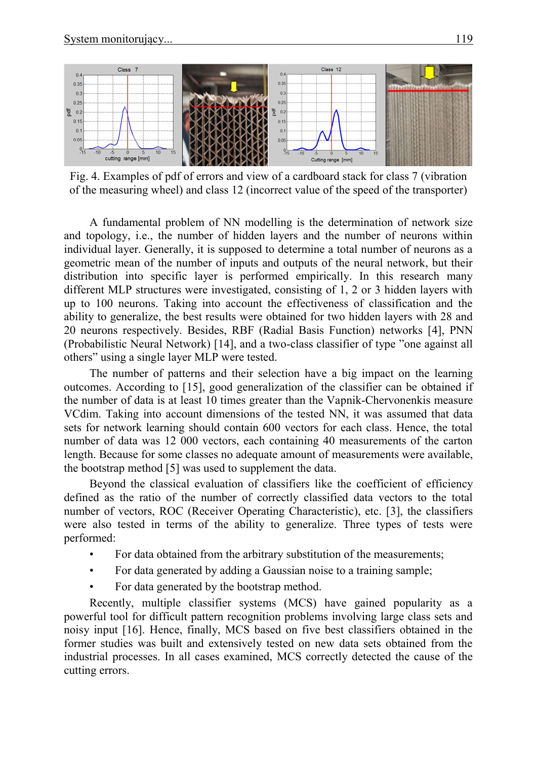Fig. 4. Examples of pdf of errors and view of a cardboard stack for class 7 (vibration of the measuring wheel) and class 12 (incorrect value of the speed of the transporter)

A fundamental problem of NN modelling is the determination of network size and topology, i.e., the number of hidden layers and the number of neurons within individual layer. Generally, it is supposed to determine a total number of neurons as a geometric mean of the number of inputs and outputs of the neural network, but their distribution into specific layer is performed empirically. In this research many different MLP structures were investigated, consisting of 1, 2 or 3 hidden layers with up to 100 neurons. Taking into account the effectiveness of classification and the ability to generalize, the best results were obtained for two hidden layers with 28 and 20 neurons respectively. Besides, RBF (Radial Basis Function) networks [4], PNN (Probabilistic Neural Network) [14], and a two-class classifier of type "one against all others" using a single layer MLP were tested.

The number of patterns and their selection have a big impact on the learning outcomes. According to [15], good generalization of the classifier can be obtained if the number of data is at least 10 times greater than the Vapnik-Chervonenkis measure VCdim. Taking into account dimensions of the tested NN, it was assumed that data sets for network learning should contain 600 vectors for each class. Hence, the total number of data was 12 000 vectors, each containing 40 measurements of the carton length. Because for some classes no adequate amount of measurements were available, the bootstrap method [5] was used to supplement the data.

Beyond the classical evaluation of classifiers like the coefficient of efficiency defined as the ratio of the number of correctly classified data vectors to the total number of vectors, ROC (Receiver Operating Characteristic), etc. [3], the classifiers were also tested in terms of the ability to generalize. Three types of tests were performed:

- For data obtained from the arbitrary substitution of the measurements;
- For data generated by adding a Gaussian noise to a training sample;
- For data generated by the bootstrap method.

Recently, multiple classifier systems (MCS) have gained popularity as a powerful tool for difficult pattern recognition problems involving large class sets and noisy input [16]. Hence, finally, MCS based on five best classifiers obtained in the former studies was built and extensively tested on new data sets obtained from the industrial processes. In all cases examined, MCS correctly detected the cause of the cutting errors.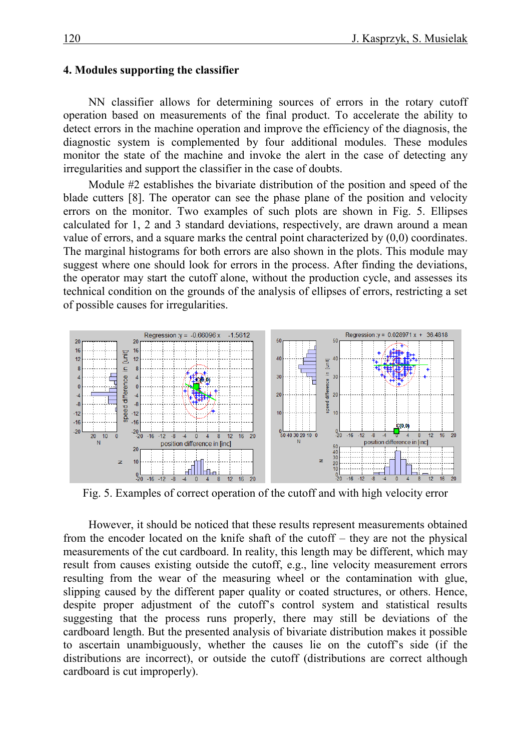## 4. Modules supporting the classifier

NN classifier allows for determining sources of errors in the rotary cutoff operation based on measurements of the final product. To accelerate the ability to detect errors in the machine operation and improve the efficiency of the diagnosis, the diagnostic system is complemented by four additional modules. These modules monitor the state of the machine and invoke the alert in the case of detecting any irregularities and support the classifier in the case of doubts.

Module #2 establishes the bivariate distribution of the position and speed of the blade cutters [8]. The operator can see the phase plane of the position and velocity errors on the monitor. Two examples of such plots are shown in Fig. 5. Ellipses calculated for 1, 2 and 3 standard deviations, respectively, are drawn around a mean value of errors, and a square marks the central point characterized by (0,0) coordinates. The marginal histograms for both errors are also shown in the plots. This module may suggest where one should look for errors in the process. After finding the deviations, the operator may start the cutoff alone, without the production cycle, and assesses its technical condition on the grounds of the analysis of ellipses of errors, restricting a set of possible causes for irregularities.

Fig. 5. Examples of correct operation of the cutoff and with high velocity error

However, it should be noticed that these results represent measurements obtained from the encoder located on the knife shaft of the cutoff – they are not the physical measurements of the cut cardboard. In reality, this length may be different, which may result from causes existing outside the cutoff, e.g., line velocity measurement errors resulting from the wear of the measuring wheel or the contamination with glue, slipping caused by the different paper quality or coated structures, or others. Hence, despite proper adjustment of the cutoff's control system and statistical results suggesting that the process runs properly, there may still be deviations of the cardboard length. But the presented analysis of bivariate distribution makes it possible to ascertain unambiguously, whether the causes lie on the cutoff's side (if the distributions are incorrect), or outside the cutoff (distributions are correct although cardboard is cut improperly).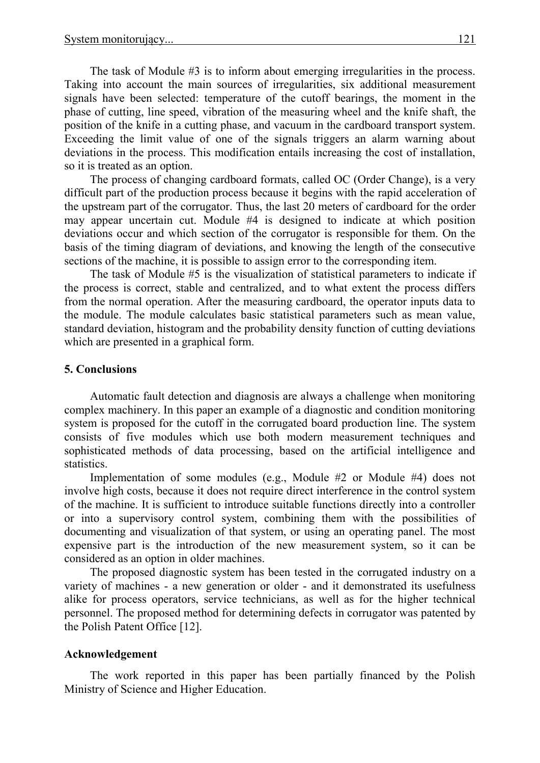The task of Module #3 is to inform about emerging irregularities in the process. Taking into account the main sources of irregularities, six additional measurement signals have been selected: temperature of the cutoff bearings, the moment in the phase of cutting, line speed, vibration of the measuring wheel and the knife shaft, the position of the knife in a cutting phase, and vacuum in the cardboard transport system. Exceeding the limit value of one of the signals triggers an alarm warning about deviations in the process. This modification entails increasing the cost of installation, so it is treated as an option.

The process of changing cardboard formats, called OC (Order Change), is a very difficult part of the production process because it begins with the rapid acceleration of the upstream part of the corrugator. Thus, the last 20 meters of cardboard for the order may appear uncertain cut. Module #4 is designed to indicate at which position deviations occur and which section of the corrugator is responsible for them. On the basis of the timing diagram of deviations, and knowing the length of the consecutive sections of the machine, it is possible to assign error to the corresponding item.

The task of Module #5 is the visualization of statistical parameters to indicate if the process is correct, stable and centralized, and to what extent the process differs from the normal operation. After the measuring cardboard, the operator inputs data to the module. The module calculates basic statistical parameters such as mean value, standard deviation, histogram and the probability density function of cutting deviations which are presented in a graphical form.

## 5. Conclusions

Automatic fault detection and diagnosis are always a challenge when monitoring complex machinery. In this paper an example of a diagnostic and condition monitoring system is proposed for the cutoff in the corrugated board production line. The system consists of five modules which use both modern measurement techniques and sophisticated methods of data processing, based on the artificial intelligence and statistics.

Implementation of some modules (e.g., Module #2 or Module #4) does not involve high costs, because it does not require direct interference in the control system of the machine. It is sufficient to introduce suitable functions directly into a controller or into a supervisory control system, combining them with the possibilities of documenting and visualization of that system, or using an operating panel. The most expensive part is the introduction of the new measurement system, so it can be considered as an option in older machines.

The proposed diagnostic system has been tested in the corrugated industry on a variety of machines - a new generation or older - and it demonstrated its usefulness alike for process operators, service technicians, as well as for the higher technical personnel. The proposed method for determining defects in corrugator was patented by the Polish Patent Office [12].

## Acknowledgement

The work reported in this paper has been partially financed by the Polish Ministry of Science and Higher Education.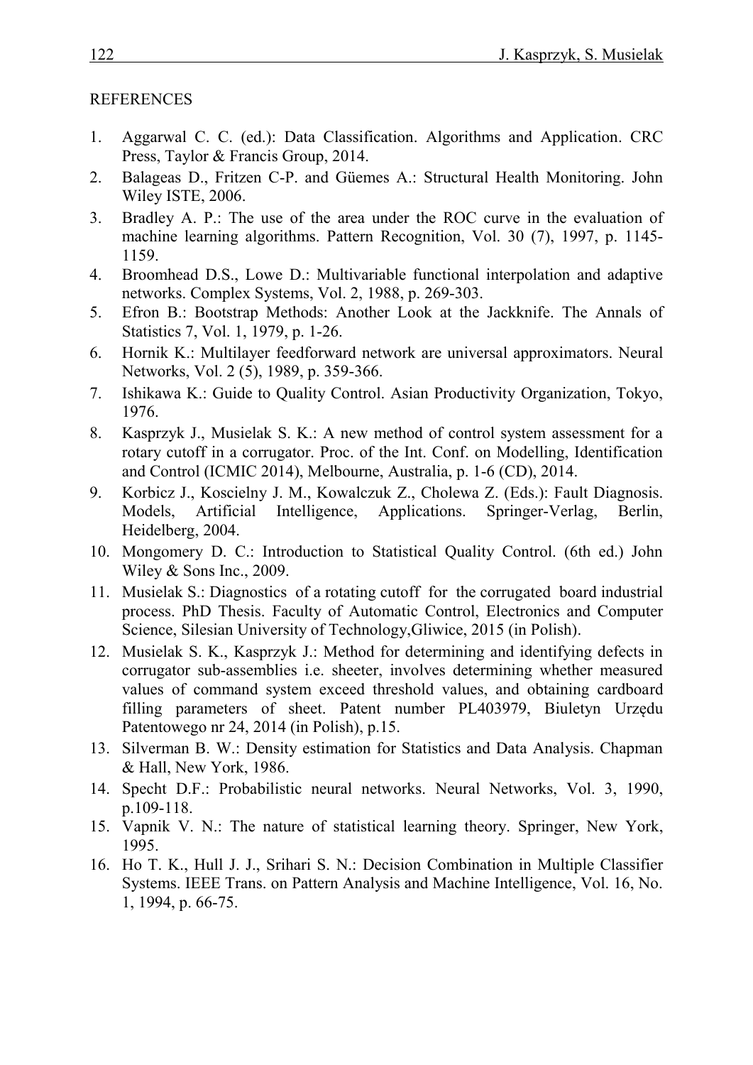REFERENCES

1. Aggarwal C. C. (ed.): Data Classification. Algorithms and Application. CRC Press, Taylor & Francis Group, 2014.
2. Balageas D., Fritzen C-P. and Güemes A.: Structural Health Monitoring. John Wiley ISTE, 2006.
3. Bradley A. P.: The use of the area under the ROC curve in the evaluation of machine learning algorithms. Pattern Recognition, Vol. 30 (7), 1997, p. 1145-1159.
4. Broomhead D.S., Lowe D.: Multivariable functional interpolation and adaptive networks. Complex Systems, Vol. 2, 1988, p. 269-303.
5. Efron B.: Bootstrap Methods: Another Look at the Jackknife. The Annals of Statistics 7, Vol. 1, 1979, p. 1-26.
6. Hornik K.: Multilayer feedforward network are universal approximators. Neural Networks, Vol. 2 (5), 1989, p. 359-366.
7. Ishikawa K.: Guide to Quality Control. Asian Productivity Organization, Tokyo, 1976.
8. Kasprzyk J., Musielak S. K.: A new method of control system assessment for a rotary cutoff in a corrugator. Proc. of the Int. Conf. on Modelling, Identification and Control (ICMIC 2014), Melbourne, Australia, p. 1-6 (CD), 2014.
9. Korbicz J., Koscielny J. M., Kowalczuk Z., Cholewa Z. (Eds.): Fault Diagnosis. Models, Artificial Intelligence, Applications. Springer-Verlag, Berlin, Heidelberg, 2004.
10. Mongomery D. C.: Introduction to Statistical Quality Control. (6th ed.) John Wiley & Sons Inc., 2009.
11. Musielak S.: Diagnostics of a rotating cutoff for the corrugated board industrial process. PhD Thesis. Faculty of Automatic Control, Electronics and Computer Science, Silesian University of Technology,Gliwice, 2015 (in Polish).
12. Musielak S. K., Kasprzyk J.: Method for determining and identifying defects in corrugator sub-assemblies i.e. sheeter, involves determining whether measured values of command system exceed threshold values, and obtaining cardboard filling parameters of sheet. Patent number PL403979, Biuletyn Urzędu Patentowego nr 24, 2014 (in Polish), p.15.
13. Silverman B. W.: Density estimation for Statistics and Data Analysis. Chapman & Hall, New York, 1986.
14. Specht D.F.: Probabilistic neural networks. Neural Networks, Vol. 3, 1990, p.109-118.
15. Vapnik V. N.: The nature of statistical learning theory. Springer, New York, 1995.
16. Ho T. K., Hull J. J., Srihari S. N.: Decision Combination in Multiple Classifier Systems. IEEE Trans. on Pattern Analysis and Machine Intelligence, Vol. 16, No. 1, 1994, p. 66-75.